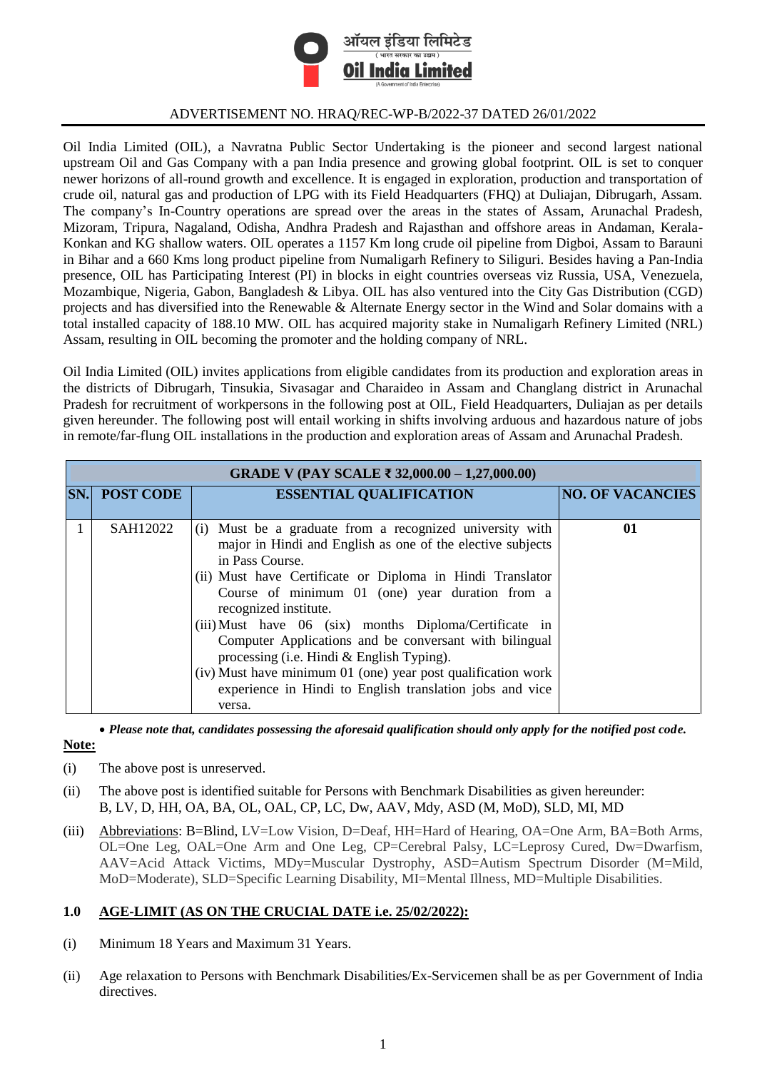ऑयल इंडिया लिमिटेड
( भारत सरकार का उद्यम )
**Oil India Limited**
(A Government of India Enterprise)

ADVERTISEMENT NO. HRAQ/REC-WP-B/2022-37 DATED 26/01/2022

Oil India Limited (OIL), a Navratna Public Sector Undertaking is the pioneer and second largest national upstream Oil and Gas Company with a pan India presence and growing global footprint. OIL is set to conquer newer horizons of all-round growth and excellence. It is engaged in exploration, production and transportation of crude oil, natural gas and production of LPG with its Field Headquarters (FHQ) at Duliajan, Dibrugarh, Assam. The company's In-Country operations are spread over the areas in the states of Assam, Arunachal Pradesh, Mizoram, Tripura, Nagaland, Odisha, Andhra Pradesh and Rajasthan and offshore areas in Andaman, Kerala-Konkan and KG shallow waters. OIL operates a 1157 Km long crude oil pipeline from Digboi, Assam to Barauni in Bihar and a 660 Kms long product pipeline from Numaligarh Refinery to Siliguri. Besides having a Pan-India presence, OIL has Participating Interest (PI) in blocks in eight countries overseas viz Russia, USA, Venezuela, Mozambique, Nigeria, Gabon, Bangladesh & Libya. OIL has also ventured into the City Gas Distribution (CGD) projects and has diversified into the Renewable & Alternate Energy sector in the Wind and Solar domains with a total installed capacity of 188.10 MW. OIL has acquired majority stake in Numaligarh Refinery Limited (NRL) Assam, resulting in OIL becoming the promoter and the holding company of NRL.

Oil India Limited (OIL) invites applications from eligible candidates from its production and exploration areas in the districts of Dibrugarh, Tinsukia, Sivasagar and Charaideo in Assam and Changlang district in Arunachal Pradesh for recruitment of workpersons in the following post at OIL, Field Headquarters, Duliajan as per details given hereunder. The following post will entail working in shifts involving arduous and hazardous nature of jobs in remote/far-flung OIL installations in the production and exploration areas of Assam and Arunachal Pradesh.

| GRADE V (PAY SCALE ₹ 32,000.00 – 1,27,000.00) | | | |
|---|---|---|---|
| **SN.** | **POST CODE** | **ESSENTIAL QUALIFICATION** | **NO. OF VACANCIES** |
| 1 | SAH12022 | (i) Must be a graduate from a recognized university with major in Hindi and English as one of the elective subjects in Pass Course.<br>(ii) Must have Certificate or Diploma in Hindi Translator Course of minimum 01 (one) year duration from a recognized institute.<br>(iii) Must have 06 (six) months Diploma/Certificate in Computer Applications and be conversant with bilingual processing (i.e. Hindi & English Typing).<br>(iv) Must have minimum 01 (one) year post qualification work experience in Hindi to English translation jobs and vice versa. | **01** |

- ***Please note that, candidates possessing the aforesaid qualification should only apply for the notified post code.***

**Note:**

(i) The above post is unreserved.

(ii) The above post is identified suitable for Persons with Benchmark Disabilities as given hereunder: B, LV, D, HH, OA, BA, OL, OAL, CP, LC, Dw, AAV, Mdy, ASD (M, MoD), SLD, MI, MD

(iii) Abbreviations: B=Blind, LV=Low Vision, D=Deaf, HH=Hard of Hearing, OA=One Arm, BA=Both Arms, OL=One Leg, OAL=One Arm and One Leg, CP=Cerebral Palsy, LC=Leprosy Cured, Dw=Dwarfism, AAV=Acid Attack Victims, MDy=Muscular Dystrophy, ASD=Autism Spectrum Disorder (M=Mild, MoD=Moderate), SLD=Specific Learning Disability, MI=Mental Illness, MD=Multiple Disabilities.

## 1.0 AGE-LIMIT (AS ON THE CRUCIAL DATE i.e. 25/02/2022):

(i) Minimum 18 Years and Maximum 31 Years.

(ii) Age relaxation to Persons with Benchmark Disabilities/Ex-Servicemen shall be as per Government of India directives.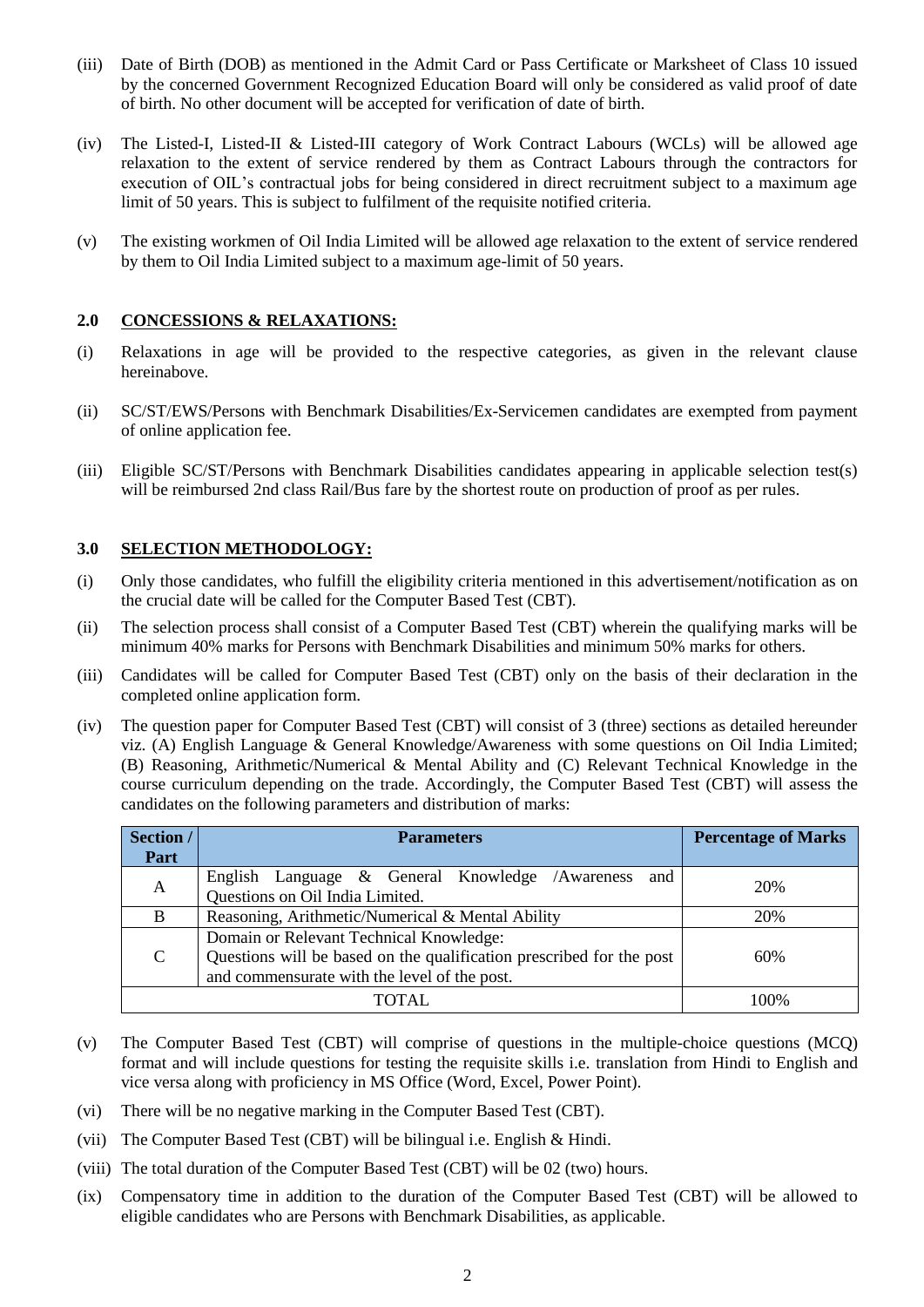(iii) Date of Birth (DOB) as mentioned in the Admit Card or Pass Certificate or Marksheet of Class 10 issued by the concerned Government Recognized Education Board will only be considered as valid proof of date of birth. No other document will be accepted for verification of date of birth.

(iv) The Listed-I, Listed-II & Listed-III category of Work Contract Labours (WCLs) will be allowed age relaxation to the extent of service rendered by them as Contract Labours through the contractors for execution of OIL's contractual jobs for being considered in direct recruitment subject to a maximum age limit of 50 years. This is subject to fulfilment of the requisite notified criteria.

(v) The existing workmen of Oil India Limited will be allowed age relaxation to the extent of service rendered by them to Oil India Limited subject to a maximum age-limit of 50 years.

## 2.0 CONCESSIONS & RELAXATIONS:

(i) Relaxations in age will be provided to the respective categories, as given in the relevant clause hereinabove.

(ii) SC/ST/EWS/Persons with Benchmark Disabilities/Ex-Servicemen candidates are exempted from payment of online application fee.

(iii) Eligible SC/ST/Persons with Benchmark Disabilities candidates appearing in applicable selection test(s) will be reimbursed 2nd class Rail/Bus fare by the shortest route on production of proof as per rules.

## 3.0 SELECTION METHODOLOGY:

(i) Only those candidates, who fulfill the eligibility criteria mentioned in this advertisement/notification as on the crucial date will be called for the Computer Based Test (CBT).

(ii) The selection process shall consist of a Computer Based Test (CBT) wherein the qualifying marks will be minimum 40% marks for Persons with Benchmark Disabilities and minimum 50% marks for others.

(iii) Candidates will be called for Computer Based Test (CBT) only on the basis of their declaration in the completed online application form.

(iv) The question paper for Computer Based Test (CBT) will consist of 3 (three) sections as detailed hereunder viz. (A) English Language & General Knowledge/Awareness with some questions on Oil India Limited; (B) Reasoning, Arithmetic/Numerical & Mental Ability and (C) Relevant Technical Knowledge in the course curriculum depending on the trade. Accordingly, the Computer Based Test (CBT) will assess the candidates on the following parameters and distribution of marks:

| Section / Part | Parameters | Percentage of Marks |
|---|---|---|
| A | English Language & General Knowledge /Awareness and Questions on Oil India Limited. | 20% |
| B | Reasoning, Arithmetic/Numerical & Mental Ability | 20% |
| C | Domain or Relevant Technical Knowledge: Questions will be based on the qualification prescribed for the post and commensurate with the level of the post. | 60% |
| TOTAL | | 100% |

(v) The Computer Based Test (CBT) will comprise of questions in the multiple-choice questions (MCQ) format and will include questions for testing the requisite skills i.e. translation from Hindi to English and vice versa along with proficiency in MS Office (Word, Excel, Power Point).

(vi) There will be no negative marking in the Computer Based Test (CBT).

(vii) The Computer Based Test (CBT) will be bilingual i.e. English & Hindi.

(viii) The total duration of the Computer Based Test (CBT) will be 02 (two) hours.

(ix) Compensatory time in addition to the duration of the Computer Based Test (CBT) will be allowed to eligible candidates who are Persons with Benchmark Disabilities, as applicable.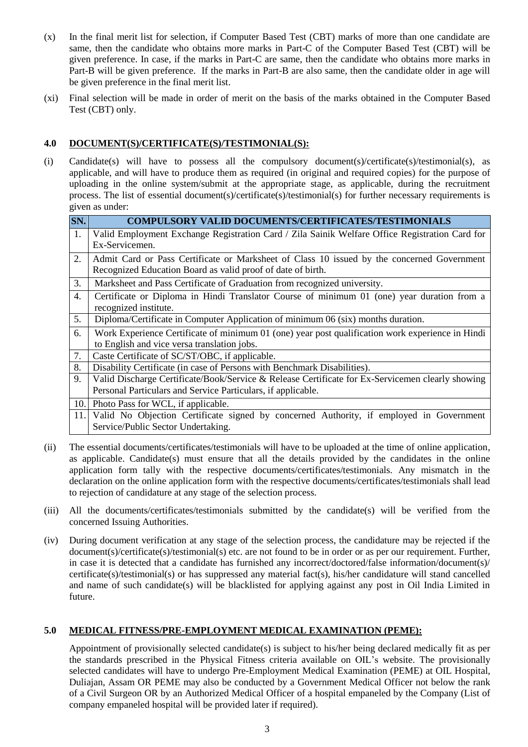(x) In the final merit list for selection, if Computer Based Test (CBT) marks of more than one candidate are same, then the candidate who obtains more marks in Part-C of the Computer Based Test (CBT) will be given preference. In case, if the marks in Part-C are same, then the candidate who obtains more marks in Part-B will be given preference. If the marks in Part-B are also same, then the candidate older in age will be given preference in the final merit list.

(xi) Final selection will be made in order of merit on the basis of the marks obtained in the Computer Based Test (CBT) only.

## 4.0 DOCUMENT(S)/CERTIFICATE(S)/TESTIMONIAL(S):

(i) Candidate(s) will have to possess all the compulsory document(s)/certificate(s)/testimonial(s), as applicable, and will have to produce them as required (in original and required copies) for the purpose of uploading in the online system/submit at the appropriate stage, as applicable, during the recruitment process. The list of essential document(s)/certificate(s)/testimonial(s) for further necessary requirements is given as under:

| SN. | COMPULSORY VALID DOCUMENTS/CERTIFICATES/TESTIMONIALS |
|---|---|
| 1. | Valid Employment Exchange Registration Card / Zila Sainik Welfare Office Registration Card for Ex-Servicemen. |
| 2. | Admit Card or Pass Certificate or Marksheet of Class 10 issued by the concerned Government Recognized Education Board as valid proof of date of birth. |
| 3. | Marksheet and Pass Certificate of Graduation from recognized university. |
| 4. | Certificate or Diploma in Hindi Translator Course of minimum 01 (one) year duration from a recognized institute. |
| 5. | Diploma/Certificate in Computer Application of minimum 06 (six) months duration. |
| 6. | Work Experience Certificate of minimum 01 (one) year post qualification work experience in Hindi to English and vice versa translation jobs. |
| 7. | Caste Certificate of SC/ST/OBC, if applicable. |
| 8. | Disability Certificate (in case of Persons with Benchmark Disabilities). |
| 9. | Valid Discharge Certificate/Book/Service & Release Certificate for Ex-Servicemen clearly showing Personal Particulars and Service Particulars, if applicable. |
| 10. | Photo Pass for WCL, if applicable. |
| 11. | Valid No Objection Certificate signed by concerned Authority, if employed in Government Service/Public Sector Undertaking. |

(ii) The essential documents/certificates/testimonials will have to be uploaded at the time of online application, as applicable. Candidate(s) must ensure that all the details provided by the candidates in the online application form tally with the respective documents/certificates/testimonials. Any mismatch in the declaration on the online application form with the respective documents/certificates/testimonials shall lead to rejection of candidature at any stage of the selection process.

(iii) All the documents/certificates/testimonials submitted by the candidate(s) will be verified from the concerned Issuing Authorities.

(iv) During document verification at any stage of the selection process, the candidature may be rejected if the document(s)/certificate(s)/testimonial(s) etc. are not found to be in order or as per our requirement. Further, in case it is detected that a candidate has furnished any incorrect/doctored/false information/document(s)/ certificate(s)/testimonial(s) or has suppressed any material fact(s), his/her candidature will stand cancelled and name of such candidate(s) will be blacklisted for applying against any post in Oil India Limited in future.

## 5.0 MEDICAL FITNESS/PRE-EMPLOYMENT MEDICAL EXAMINATION (PEME):

Appointment of provisionally selected candidate(s) is subject to his/her being declared medically fit as per the standards prescribed in the Physical Fitness criteria available on OIL's website. The provisionally selected candidates will have to undergo Pre-Employment Medical Examination (PEME) at OIL Hospital, Duliajan, Assam OR PEME may also be conducted by a Government Medical Officer not below the rank of a Civil Surgeon OR by an Authorized Medical Officer of a hospital empaneled by the Company (List of company empaneled hospital will be provided later if required).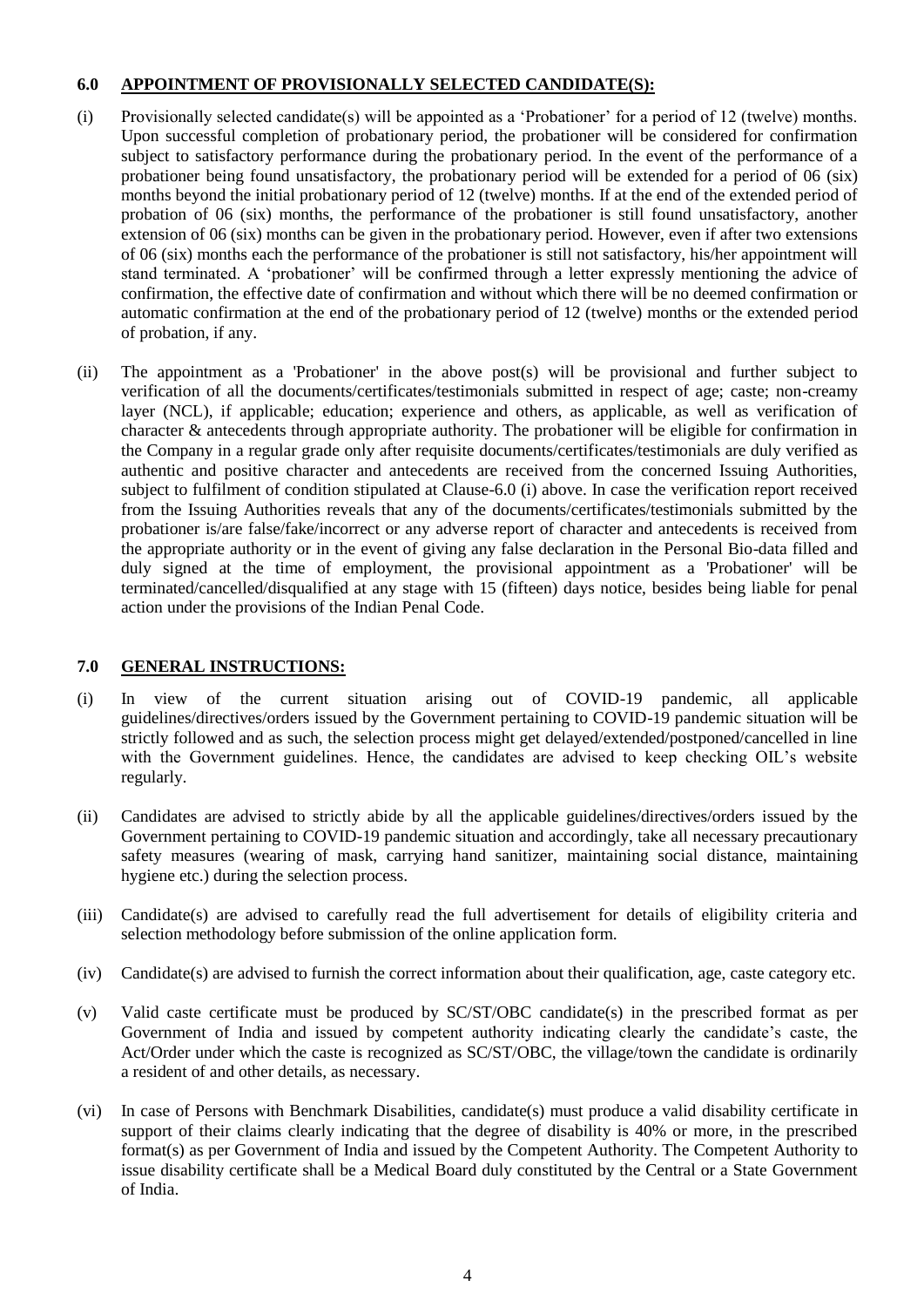## 6.0 APPOINTMENT OF PROVISIONALLY SELECTED CANDIDATE(S):

(i) Provisionally selected candidate(s) will be appointed as a 'Probationer' for a period of 12 (twelve) months. Upon successful completion of probationary period, the probationer will be considered for confirmation subject to satisfactory performance during the probationary period. In the event of the performance of a probationer being found unsatisfactory, the probationary period will be extended for a period of 06 (six) months beyond the initial probationary period of 12 (twelve) months. If at the end of the extended period of probation of 06 (six) months, the performance of the probationer is still found unsatisfactory, another extension of 06 (six) months can be given in the probationary period. However, even if after two extensions of 06 (six) months each the performance of the probationer is still not satisfactory, his/her appointment will stand terminated. A 'probationer' will be confirmed through a letter expressly mentioning the advice of confirmation, the effective date of confirmation and without which there will be no deemed confirmation or automatic confirmation at the end of the probationary period of 12 (twelve) months or the extended period of probation, if any.

(ii) The appointment as a 'Probationer' in the above post(s) will be provisional and further subject to verification of all the documents/certificates/testimonials submitted in respect of age; caste; non-creamy layer (NCL), if applicable; education; experience and others, as applicable, as well as verification of character & antecedents through appropriate authority. The probationer will be eligible for confirmation in the Company in a regular grade only after requisite documents/certificates/testimonials are duly verified as authentic and positive character and antecedents are received from the concerned Issuing Authorities, subject to fulfilment of condition stipulated at Clause-6.0 (i) above. In case the verification report received from the Issuing Authorities reveals that any of the documents/certificates/testimonials submitted by the probationer is/are false/fake/incorrect or any adverse report of character and antecedents is received from the appropriate authority or in the event of giving any false declaration in the Personal Bio-data filled and duly signed at the time of employment, the provisional appointment as a 'Probationer' will be terminated/cancelled/disqualified at any stage with 15 (fifteen) days notice, besides being liable for penal action under the provisions of the Indian Penal Code.

## 7.0 GENERAL INSTRUCTIONS:

(i) In view of the current situation arising out of COVID-19 pandemic, all applicable guidelines/directives/orders issued by the Government pertaining to COVID-19 pandemic situation will be strictly followed and as such, the selection process might get delayed/extended/postponed/cancelled in line with the Government guidelines. Hence, the candidates are advised to keep checking OIL's website regularly.

(ii) Candidates are advised to strictly abide by all the applicable guidelines/directives/orders issued by the Government pertaining to COVID-19 pandemic situation and accordingly, take all necessary precautionary safety measures (wearing of mask, carrying hand sanitizer, maintaining social distance, maintaining hygiene etc.) during the selection process.

(iii) Candidate(s) are advised to carefully read the full advertisement for details of eligibility criteria and selection methodology before submission of the online application form.

(iv) Candidate(s) are advised to furnish the correct information about their qualification, age, caste category etc.

(v) Valid caste certificate must be produced by SC/ST/OBC candidate(s) in the prescribed format as per Government of India and issued by competent authority indicating clearly the candidate's caste, the Act/Order under which the caste is recognized as SC/ST/OBC, the village/town the candidate is ordinarily a resident of and other details, as necessary.

(vi) In case of Persons with Benchmark Disabilities, candidate(s) must produce a valid disability certificate in support of their claims clearly indicating that the degree of disability is 40% or more, in the prescribed format(s) as per Government of India and issued by the Competent Authority. The Competent Authority to issue disability certificate shall be a Medical Board duly constituted by the Central or a State Government of India.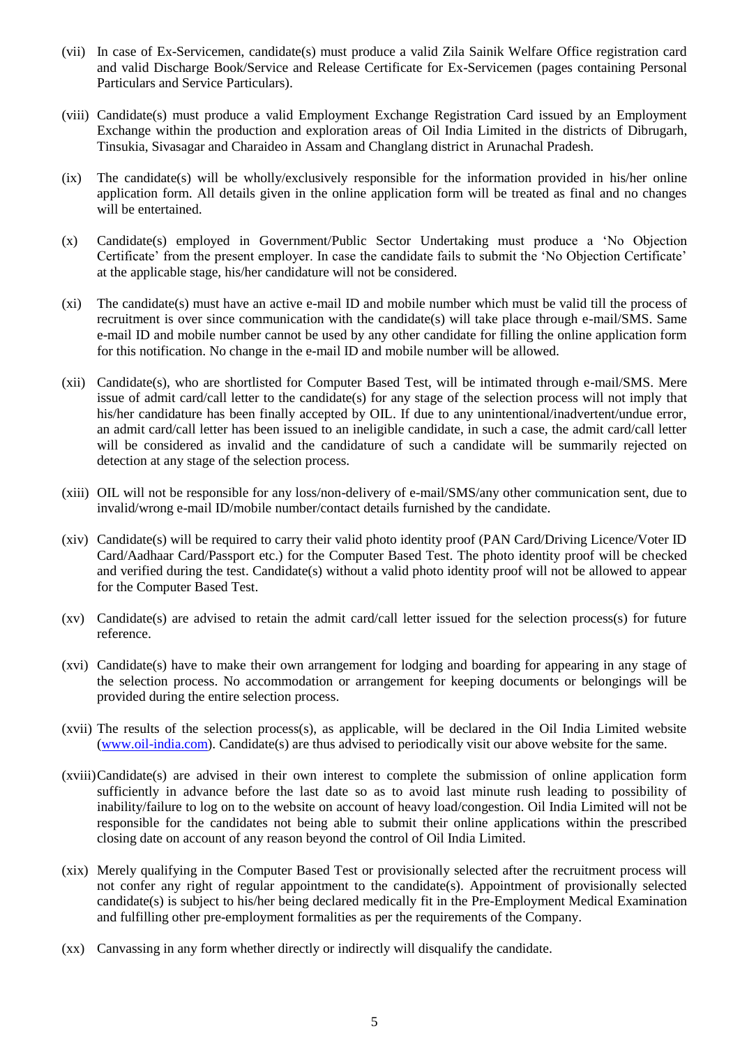(vii) In case of Ex-Servicemen, candidate(s) must produce a valid Zila Sainik Welfare Office registration card and valid Discharge Book/Service and Release Certificate for Ex-Servicemen (pages containing Personal Particulars and Service Particulars).

(viii) Candidate(s) must produce a valid Employment Exchange Registration Card issued by an Employment Exchange within the production and exploration areas of Oil India Limited in the districts of Dibrugarh, Tinsukia, Sivasagar and Charaideo in Assam and Changlang district in Arunachal Pradesh.

(ix) The candidate(s) will be wholly/exclusively responsible for the information provided in his/her online application form. All details given in the online application form will be treated as final and no changes will be entertained.

(x) Candidate(s) employed in Government/Public Sector Undertaking must produce a 'No Objection Certificate' from the present employer. In case the candidate fails to submit the 'No Objection Certificate' at the applicable stage, his/her candidature will not be considered.

(xi) The candidate(s) must have an active e-mail ID and mobile number which must be valid till the process of recruitment is over since communication with the candidate(s) will take place through e-mail/SMS. Same e-mail ID and mobile number cannot be used by any other candidate for filling the online application form for this notification. No change in the e-mail ID and mobile number will be allowed.

(xii) Candidate(s), who are shortlisted for Computer Based Test, will be intimated through e-mail/SMS. Mere issue of admit card/call letter to the candidate(s) for any stage of the selection process will not imply that his/her candidature has been finally accepted by OIL. If due to any unintentional/inadvertent/undue error, an admit card/call letter has been issued to an ineligible candidate, in such a case, the admit card/call letter will be considered as invalid and the candidature of such a candidate will be summarily rejected on detection at any stage of the selection process.

(xiii) OIL will not be responsible for any loss/non-delivery of e-mail/SMS/any other communication sent, due to invalid/wrong e-mail ID/mobile number/contact details furnished by the candidate.

(xiv) Candidate(s) will be required to carry their valid photo identity proof (PAN Card/Driving Licence/Voter ID Card/Aadhaar Card/Passport etc.) for the Computer Based Test. The photo identity proof will be checked and verified during the test. Candidate(s) without a valid photo identity proof will not be allowed to appear for the Computer Based Test.

(xv) Candidate(s) are advised to retain the admit card/call letter issued for the selection process(s) for future reference.

(xvi) Candidate(s) have to make their own arrangement for lodging and boarding for appearing in any stage of the selection process. No accommodation or arrangement for keeping documents or belongings will be provided during the entire selection process.

(xvii) The results of the selection process(s), as applicable, will be declared in the Oil India Limited website (www.oil-india.com). Candidate(s) are thus advised to periodically visit our above website for the same.

(xviii) Candidate(s) are advised in their own interest to complete the submission of online application form sufficiently in advance before the last date so as to avoid last minute rush leading to possibility of inability/failure to log on to the website on account of heavy load/congestion. Oil India Limited will not be responsible for the candidates not being able to submit their online applications within the prescribed closing date on account of any reason beyond the control of Oil India Limited.

(xix) Merely qualifying in the Computer Based Test or provisionally selected after the recruitment process will not confer any right of regular appointment to the candidate(s). Appointment of provisionally selected candidate(s) is subject to his/her being declared medically fit in the Pre-Employment Medical Examination and fulfilling other pre-employment formalities as per the requirements of the Company.

(xx) Canvassing in any form whether directly or indirectly will disqualify the candidate.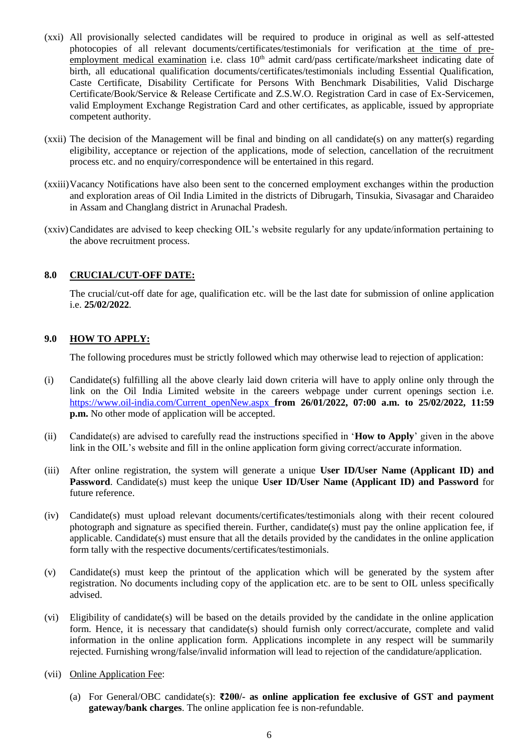(xxi) All provisionally selected candidates will be required to produce in original as well as self-attested photocopies of all relevant documents/certificates/testimonials for verification at the time of pre-employment medical examination i.e. class 10th admit card/pass certificate/marksheet indicating date of birth, all educational qualification documents/certificates/testimonials including Essential Qualification, Caste Certificate, Disability Certificate for Persons With Benchmark Disabilities, Valid Discharge Certificate/Book/Service & Release Certificate and Z.S.W.O. Registration Card in case of Ex-Servicemen, valid Employment Exchange Registration Card and other certificates, as applicable, issued by appropriate competent authority.

(xxii) The decision of the Management will be final and binding on all candidate(s) on any matter(s) regarding eligibility, acceptance or rejection of the applications, mode of selection, cancellation of the recruitment process etc. and no enquiry/correspondence will be entertained in this regard.

(xxiii) Vacancy Notifications have also been sent to the concerned employment exchanges within the production and exploration areas of Oil India Limited in the districts of Dibrugarh, Tinsukia, Sivasagar and Charaideo in Assam and Changlang district in Arunachal Pradesh.

(xxiv) Candidates are advised to keep checking OIL's website regularly for any update/information pertaining to the above recruitment process.

## 8.0 CRUCIAL/CUT-OFF DATE:

The crucial/cut-off date for age, qualification etc. will be the last date for submission of online application i.e. **25/02/2022**.

## 9.0 HOW TO APPLY:

The following procedures must be strictly followed which may otherwise lead to rejection of application:

(i) Candidate(s) fulfilling all the above clearly laid down criteria will have to apply online only through the link on the Oil India Limited website in the careers webpage under current openings section i.e. https://www.oil-india.com/Current_openNew.aspx **from 26/01/2022, 07:00 a.m. to 25/02/2022, 11:59 p.m.** No other mode of application will be accepted.

(ii) Candidate(s) are advised to carefully read the instructions specified in '**How to Apply**' given in the above link in the OIL's website and fill in the online application form giving correct/accurate information.

(iii) After online registration, the system will generate a unique **User ID/User Name (Applicant ID) and Password**. Candidate(s) must keep the unique **User ID/User Name (Applicant ID) and Password** for future reference.

(iv) Candidate(s) must upload relevant documents/certificates/testimonials along with their recent coloured photograph and signature as specified therein. Further, candidate(s) must pay the online application fee, if applicable. Candidate(s) must ensure that all the details provided by the candidates in the online application form tally with the respective documents/certificates/testimonials.

(v) Candidate(s) must keep the printout of the application which will be generated by the system after registration. No documents including copy of the application etc. are to be sent to OIL unless specifically advised.

(vi) Eligibility of candidate(s) will be based on the details provided by the candidate in the online application form. Hence, it is necessary that candidate(s) should furnish only correct/accurate, complete and valid information in the online application form. Applications incomplete in any respect will be summarily rejected. Furnishing wrong/false/invalid information will lead to rejection of the candidature/application.

(vii) Online Application Fee:

(a) For General/OBC candidate(s): **₹200/- as online application fee exclusive of GST and payment gateway/bank charges**. The online application fee is non-refundable.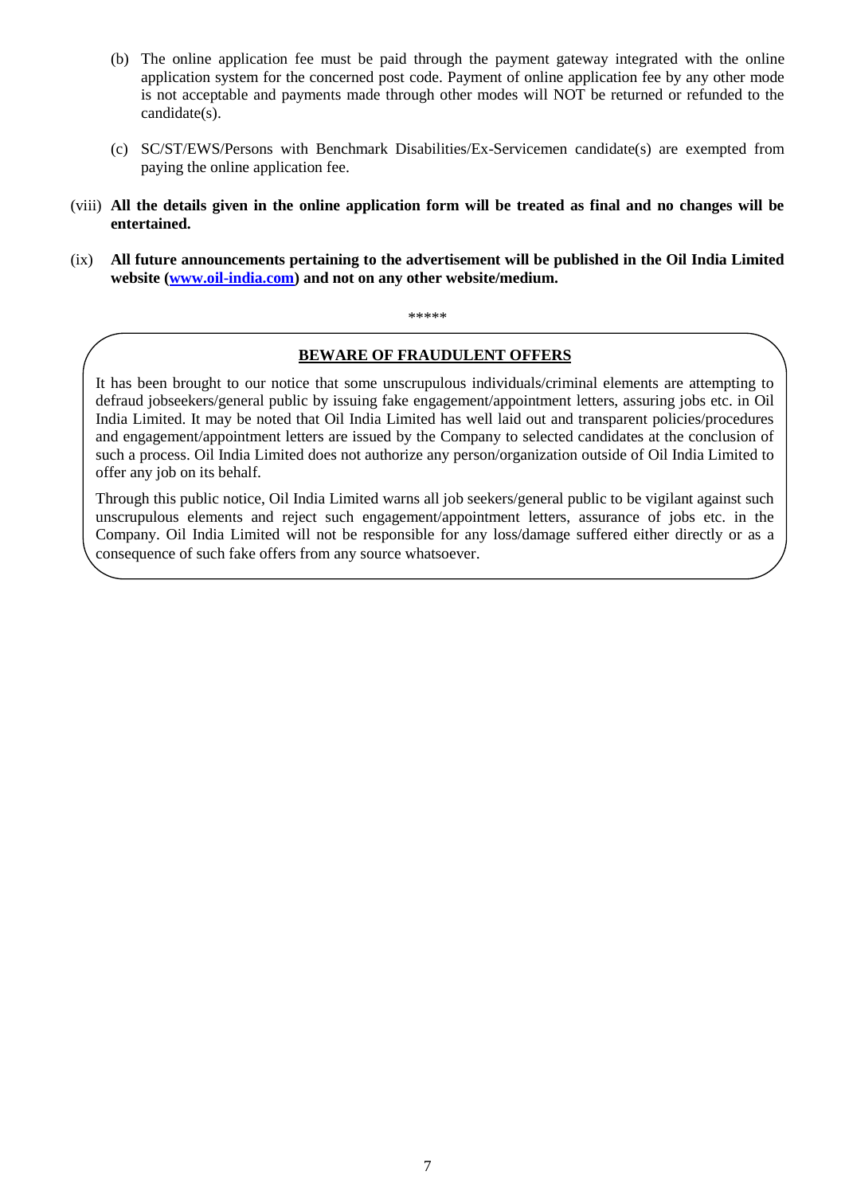(b) The online application fee must be paid through the payment gateway integrated with the online application system for the concerned post code. Payment of online application fee by any other mode is not acceptable and payments made through other modes will NOT be returned or refunded to the candidate(s).

(c) SC/ST/EWS/Persons with Benchmark Disabilities/Ex-Servicemen candidate(s) are exempted from paying the online application fee.

(viii) **All the details given in the online application form will be treated as final and no changes will be entertained.**

(ix) **All future announcements pertaining to the advertisement will be published in the Oil India Limited website ([www.oil-india.com](http://www.oil-india.com)) and not on any other website/medium.**

*****

**BEWARE OF FRAUDULENT OFFERS**

It has been brought to our notice that some unscrupulous individuals/criminal elements are attempting to defraud jobseekers/general public by issuing fake engagement/appointment letters, assuring jobs etc. in Oil India Limited. It may be noted that Oil India Limited has well laid out and transparent policies/procedures and engagement/appointment letters are issued by the Company to selected candidates at the conclusion of such a process. Oil India Limited does not authorize any person/organization outside of Oil India Limited to offer any job on its behalf.

Through this public notice, Oil India Limited warns all job seekers/general public to be vigilant against such unscrupulous elements and reject such engagement/appointment letters, assurance of jobs etc. in the Company. Oil India Limited will not be responsible for any loss/damage suffered either directly or as a consequence of such fake offers from any source whatsoever.